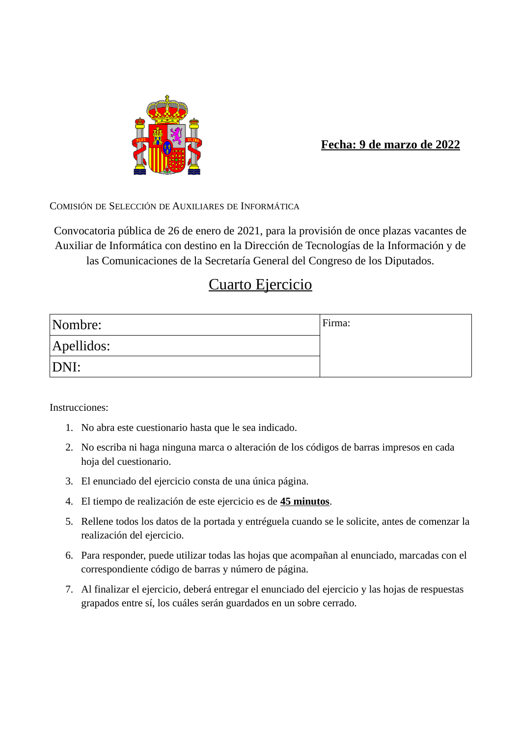**Fecha: 9 de marzo de 2022**

COMISIÓN DE SELECCIÓN DE AUXILIARES DE INFORMÁTICA

Convocatoria pública de 26 de enero de 2021, para la provisión de once plazas vacantes de Auxiliar de Informática con destino en la Dirección de Tecnologías de la Información y de las Comunicaciones de la Secretaría General del Congreso de los Diputados.

# Cuarto Ejercicio

| Nombre: | Firma: |
|---|---|
| Apellidos: | |
| DNI: | |

Instrucciones:

1. No abra este cuestionario hasta que le sea indicado.
2. No escriba ni haga ninguna marca o alteración de los códigos de barras impresos en cada hoja del cuestionario.
3. El enunciado del ejercicio consta de una única página.
4. El tiempo de realización de este ejercicio es de **45 minutos**.
5. Rellene todos los datos de la portada y entréguela cuando se le solicite, antes de comenzar la realización del ejercicio.
6. Para responder, puede utilizar todas las hojas que acompañan al enunciado, marcadas con el correspondiente código de barras y número de página.
7. Al finalizar el ejercicio, deberá entregar el enunciado del ejercicio y las hojas de respuestas grapados entre sí, los cuáles serán guardados en un sobre cerrado.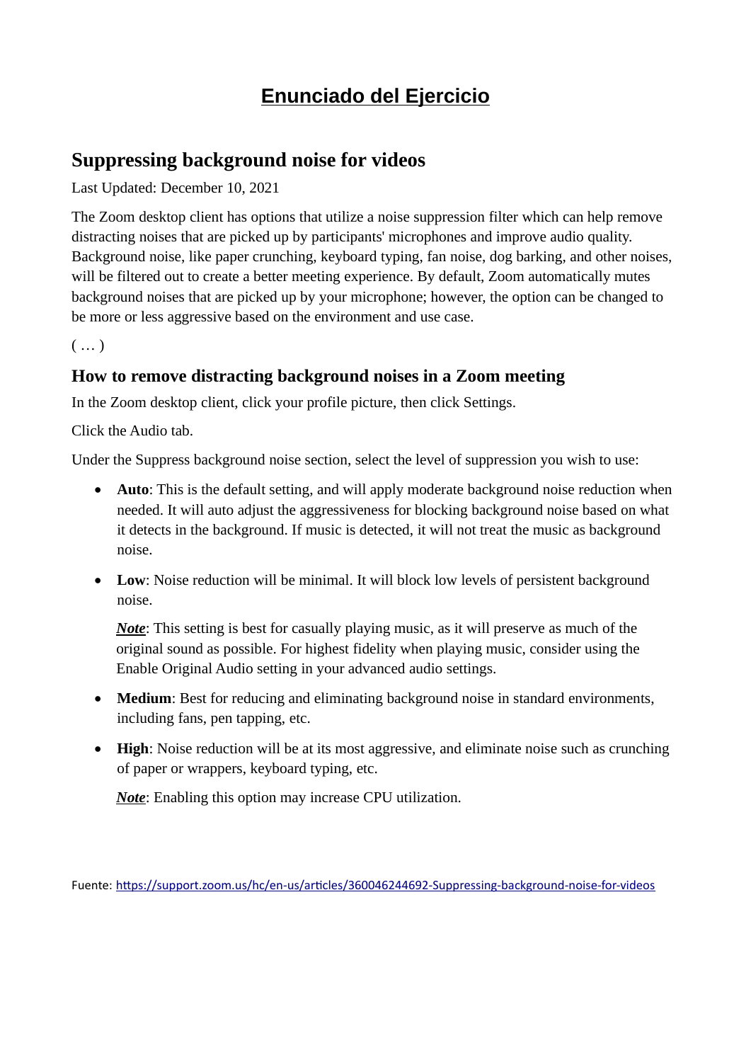# Enunciado del Ejercicio

## Suppressing background noise for videos

Last Updated: December 10, 2021

The Zoom desktop client has options that utilize a noise suppression filter which can help remove distracting noises that are picked up by participants' microphones and improve audio quality. Background noise, like paper crunching, keyboard typing, fan noise, dog barking, and other noises, will be filtered out to create a better meeting experience. By default, Zoom automatically mutes background noises that are picked up by your microphone; however, the option can be changed to be more or less aggressive based on the environment and use case.

( … )

### How to remove distracting background noises in a Zoom meeting

In the Zoom desktop client, click your profile picture, then click Settings.

Click the Audio tab.

Under the Suppress background noise section, select the level of suppression you wish to use:

- **Auto**: This is the default setting, and will apply moderate background noise reduction when needed. It will auto adjust the aggressiveness for blocking background noise based on what it detects in the background. If music is detected, it will not treat the music as background noise.
- **Low**: Noise reduction will be minimal. It will block low levels of persistent background noise.

  ***Note***: This setting is best for casually playing music, as it will preserve as much of the original sound as possible. For highest fidelity when playing music, consider using the Enable Original Audio setting in your advanced audio settings.
- **Medium**: Best for reducing and eliminating background noise in standard environments, including fans, pen tapping, etc.
- **High**: Noise reduction will be at its most aggressive, and eliminate noise such as crunching of paper or wrappers, keyboard typing, etc.

  ***Note***: Enabling this option may increase CPU utilization.

Fuente: https://support.zoom.us/hc/en-us/articles/360046244692-Suppressing-background-noise-for-videos